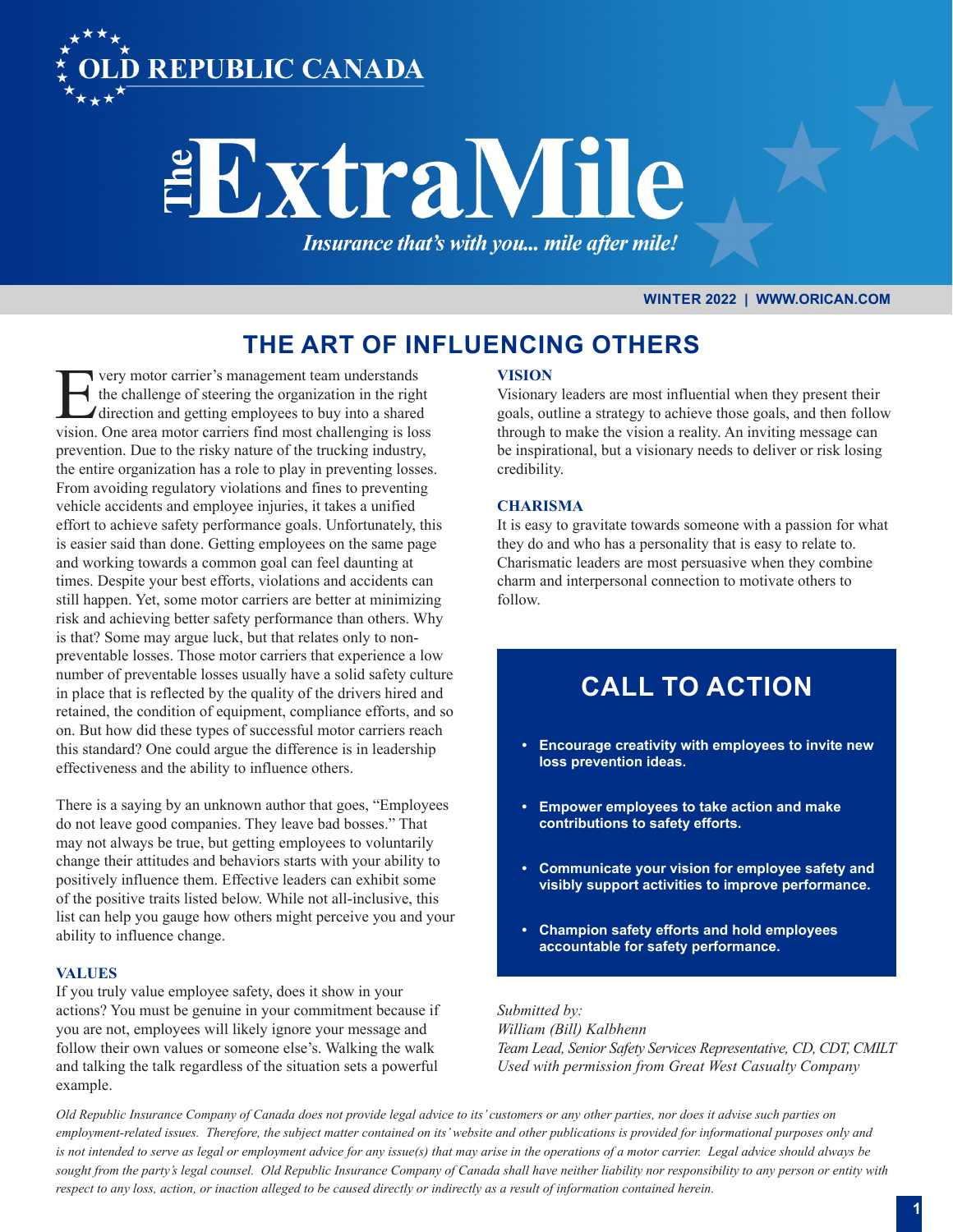# The ExtraMile

*Insurance that's with you... mile after mile!*

**WINTER 2022 | WWW.ORICAN.COM**

## THE ART OF INFLUENCING OTHERS

Every motor carrier's management team understands the challenge of steering the organization in the right direction and getting employees to buy into a shared vision. One area motor carriers find most challenging is loss prevention. Due to the risky nature of the trucking industry, the entire organization has a role to play in preventing losses. From avoiding regulatory violations and fines to preventing vehicle accidents and employee injuries, it takes a unified effort to achieve safety performance goals. Unfortunately, this is easier said than done. Getting employees on the same page and working towards a common goal can feel daunting at times. Despite your best efforts, violations and accidents can still happen. Yet, some motor carriers are better at minimizing risk and achieving better safety performance than others. Why is that? Some may argue luck, but that relates only to non-preventable losses. Those motor carriers that experience a low number of preventable losses usually have a solid safety culture in place that is reflected by the quality of the drivers hired and retained, the condition of equipment, compliance efforts, and so on. But how did these types of successful motor carriers reach this standard? One could argue the difference is in leadership effectiveness and the ability to influence others.

There is a saying by an unknown author that goes, "Employees do not leave good companies. They leave bad bosses." That may not always be true, but getting employees to voluntarily change their attitudes and behaviors starts with your ability to positively influence them. Effective leaders can exhibit some of the positive traits listed below. While not all-inclusive, this list can help you gauge how others might perceive you and your ability to influence change.

### VALUES

If you truly value employee safety, does it show in your actions? You must be genuine in your commitment because if you are not, employees will likely ignore your message and follow their own values or someone else's. Walking the walk and talking the talk regardless of the situation sets a powerful example.

### VISION

Visionary leaders are most influential when they present their goals, outline a strategy to achieve those goals, and then follow through to make the vision a reality. An inviting message can be inspirational, but a visionary needs to deliver or risk losing credibility.

### CHARISMA

It is easy to gravitate towards someone with a passion for what they do and who has a personality that is easy to relate to. Charismatic leaders are most persuasive when they combine charm and interpersonal connection to motivate others to follow.

## CALL TO ACTION

- **Encourage creativity with employees to invite new loss prevention ideas.**
- **Empower employees to take action and make contributions to safety efforts.**
- **Communicate your vision for employee safety and visibly support activities to improve performance.**
- **Champion safety efforts and hold employees accountable for safety performance.**

*Submitted by:*
*William (Bill) Kalbhenn*
*Team Lead, Senior Safety Services Representative, CD, CDT, CMILT*
*Used with permission from Great West Casualty Company*

*Old Republic Insurance Company of Canada does not provide legal advice to its' customers or any other parties, nor does it advise such parties on employment-related issues. Therefore, the subject matter contained on its' website and other publications is provided for informational purposes only and is not intended to serve as legal or employment advice for any issue(s) that may arise in the operations of a motor carrier. Legal advice should always be sought from the party's legal counsel. Old Republic Insurance Company of Canada shall have neither liability nor responsibility to any person or entity with respect to any loss, action, or inaction alleged to be caused directly or indirectly as a result of information contained herein.*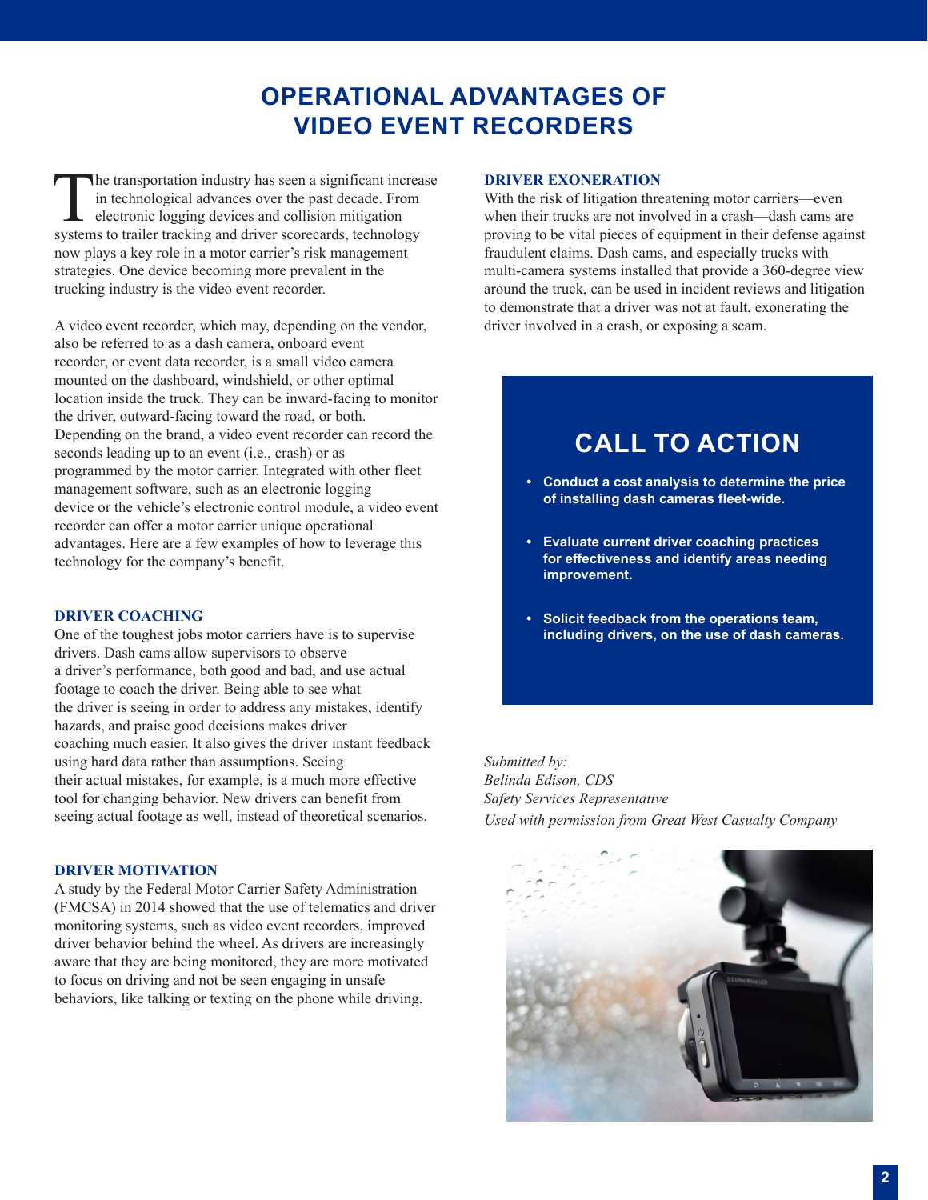# OPERATIONAL ADVANTAGES OF VIDEO EVENT RECORDERS

The transportation industry has seen a significant increase in technological advances over the past decade. From electronic logging devices and collision mitigation systems to trailer tracking and driver scorecards, technology now plays a key role in a motor carrier's risk management strategies. One device becoming more prevalent in the trucking industry is the video event recorder.

A video event recorder, which may, depending on the vendor, also be referred to as a dash camera, onboard event recorder, or event data recorder, is a small video camera mounted on the dashboard, windshield, or other optimal location inside the truck. They can be inward-facing to monitor the driver, outward-facing toward the road, or both. Depending on the brand, a video event recorder can record the seconds leading up to an event (i.e., crash) or as programmed by the motor carrier. Integrated with other fleet management software, such as an electronic logging device or the vehicle's electronic control module, a video event recorder can offer a motor carrier unique operational advantages. Here are a few examples of how to leverage this technology for the company's benefit.

## DRIVER COACHING

One of the toughest jobs motor carriers have is to supervise drivers. Dash cams allow supervisors to observe a driver's performance, both good and bad, and use actual footage to coach the driver. Being able to see what the driver is seeing in order to address any mistakes, identify hazards, and praise good decisions makes driver coaching much easier. It also gives the driver instant feedback using hard data rather than assumptions. Seeing their actual mistakes, for example, is a much more effective tool for changing behavior. New drivers can benefit from seeing actual footage as well, instead of theoretical scenarios.

## DRIVER MOTIVATION

A study by the Federal Motor Carrier Safety Administration (FMCSA) in 2014 showed that the use of telematics and driver monitoring systems, such as video event recorders, improved driver behavior behind the wheel. As drivers are increasingly aware that they are being monitored, they are more motivated to focus on driving and not be seen engaging in unsafe behaviors, like talking or texting on the phone while driving.

## DRIVER EXONERATION

With the risk of litigation threatening motor carriers—even when their trucks are not involved in a crash—dash cams are proving to be vital pieces of equipment in their defense against fraudulent claims. Dash cams, and especially trucks with multi-camera systems installed that provide a 360-degree view around the truck, can be used in incident reviews and litigation to demonstrate that a driver was not at fault, exonerating the driver involved in a crash, or exposing a scam.

## CALL TO ACTION

- **Conduct a cost analysis to determine the price of installing dash cameras fleet-wide.**
- **Evaluate current driver coaching practices for effectiveness and identify areas needing improvement.**
- **Solicit feedback from the operations team, including drivers, on the use of dash cameras.**

*Submitted by:*
*Belinda Edison, CDS*
*Safety Services Representative*
*Used with permission from Great West Casualty Company*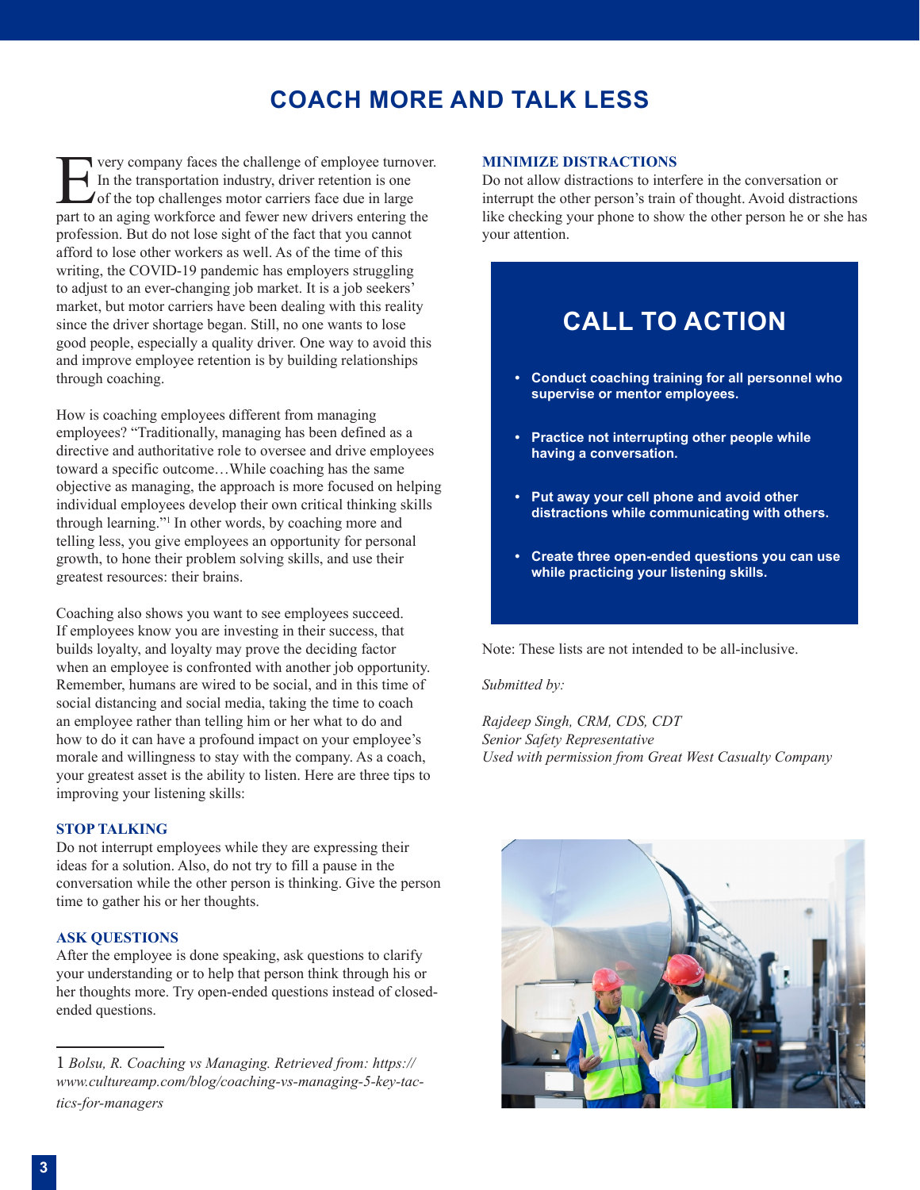# COACH MORE AND TALK LESS

Every company faces the challenge of employee turnover. In the transportation industry, driver retention is one of the top challenges motor carriers face due in large part to an aging workforce and fewer new drivers entering the profession. But do not lose sight of the fact that you cannot afford to lose other workers as well. As of the time of this writing, the COVID-19 pandemic has employers struggling to adjust to an ever-changing job market. It is a job seekers' market, but motor carriers have been dealing with this reality since the driver shortage began. Still, no one wants to lose good people, especially a quality driver. One way to avoid this and improve employee retention is by building relationships through coaching.

How is coaching employees different from managing employees? "Traditionally, managing has been defined as a directive and authoritative role to oversee and drive employees toward a specific outcome…While coaching has the same objective as managing, the approach is more focused on helping individual employees develop their own critical thinking skills through learning."[1] In other words, by coaching more and telling less, you give employees an opportunity for personal growth, to hone their problem solving skills, and use their greatest resources: their brains.

Coaching also shows you want to see employees succeed. If employees know you are investing in their success, that builds loyalty, and loyalty may prove the deciding factor when an employee is confronted with another job opportunity. Remember, humans are wired to be social, and in this time of social distancing and social media, taking the time to coach an employee rather than telling him or her what to do and how to do it can have a profound impact on your employee's morale and willingness to stay with the company. As a coach, your greatest asset is the ability to listen. Here are three tips to improving your listening skills:

### STOP TALKING

Do not interrupt employees while they are expressing their ideas for a solution. Also, do not try to fill a pause in the conversation while the other person is thinking. Give the person time to gather his or her thoughts.

### ASK QUESTIONS

After the employee is done speaking, ask questions to clarify your understanding or to help that person think through his or her thoughts more. Try open-ended questions instead of closed-ended questions.

### MINIMIZE DISTRACTIONS

Do not allow distractions to interfere in the conversation or interrupt the other person's train of thought. Avoid distractions like checking your phone to show the other person he or she has your attention.

## CALL TO ACTION

- **Conduct coaching training for all personnel who supervise or mentor employees.**
- **Practice not interrupting other people while having a conversation.**
- **Put away your cell phone and avoid other distractions while communicating with others.**
- **Create three open-ended questions you can use while practicing your listening skills.**

Note: These lists are not intended to be all-inclusive.

*Submitted by:*

*Rajdeep Singh, CRM, CDS, CDT*
*Senior Safety Representative*
*Used with permission from Great West Casualty Company*

---

1 *Bolsu, R. Coaching vs Managing. Retrieved from: https://www.cultureamp.com/blog/coaching-vs-managing-5-key-tactics-for-managers*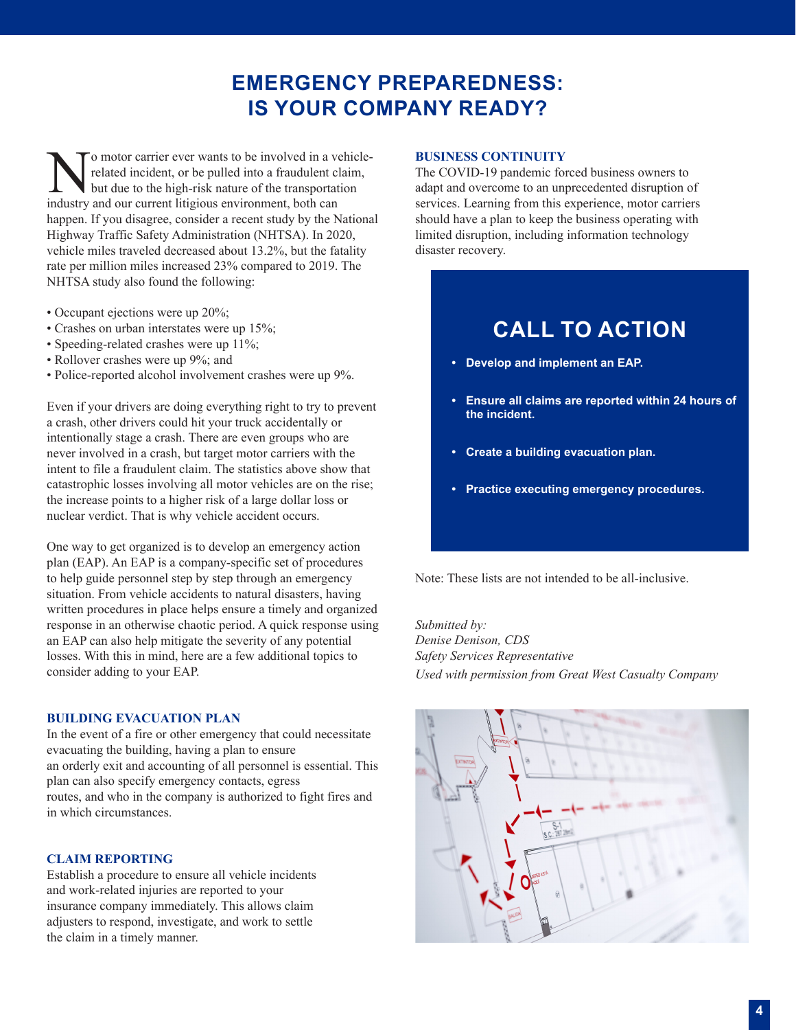# EMERGENCY PREPAREDNESS: IS YOUR COMPANY READY?

No motor carrier ever wants to be involved in a vehicle-related incident, or be pulled into a fraudulent claim, but due to the high-risk nature of the transportation industry and our current litigious environment, both can happen. If you disagree, consider a recent study by the National Highway Traffic Safety Administration (NHTSA). In 2020, vehicle miles traveled decreased about 13.2%, but the fatality rate per million miles increased 23% compared to 2019. The NHTSA study also found the following:

- Occupant ejections were up 20%;
- Crashes on urban interstates were up 15%;
- Speeding-related crashes were up 11%;
- Rollover crashes were up 9%; and
- Police-reported alcohol involvement crashes were up 9%.

Even if your drivers are doing everything right to try to prevent a crash, other drivers could hit your truck accidentally or intentionally stage a crash. There are even groups who are never involved in a crash, but target motor carriers with the intent to file a fraudulent claim. The statistics above show that catastrophic losses involving all motor vehicles are on the rise; the increase points to a higher risk of a large dollar loss or nuclear verdict. That is why vehicle accident occurs.

One way to get organized is to develop an emergency action plan (EAP). An EAP is a company-specific set of procedures to help guide personnel step by step through an emergency situation. From vehicle accidents to natural disasters, having written procedures in place helps ensure a timely and organized response in an otherwise chaotic period. A quick response using an EAP can also help mitigate the severity of any potential losses. With this in mind, here are a few additional topics to consider adding to your EAP.

### BUILDING EVACUATION PLAN

In the event of a fire or other emergency that could necessitate evacuating the building, having a plan to ensure an orderly exit and accounting of all personnel is essential. This plan can also specify emergency contacts, egress routes, and who in the company is authorized to fight fires and in which circumstances.

### CLAIM REPORTING

Establish a procedure to ensure all vehicle incidents and work-related injuries are reported to your insurance company immediately. This allows claim adjusters to respond, investigate, and work to settle the claim in a timely manner.

### BUSINESS CONTINUITY

The COVID-19 pandemic forced business owners to adapt and overcome to an unprecedented disruption of services. Learning from this experience, motor carriers should have a plan to keep the business operating with limited disruption, including information technology disaster recovery.

## CALL TO ACTION

- **Develop and implement an EAP.**
- **Ensure all claims are reported within 24 hours of the incident.**
- **Create a building evacuation plan.**
- **Practice executing emergency procedures.**

Note: These lists are not intended to be all-inclusive.

*Submitted by:*
*Denise Denison, CDS*
*Safety Services Representative*
*Used with permission from Great West Casualty Company*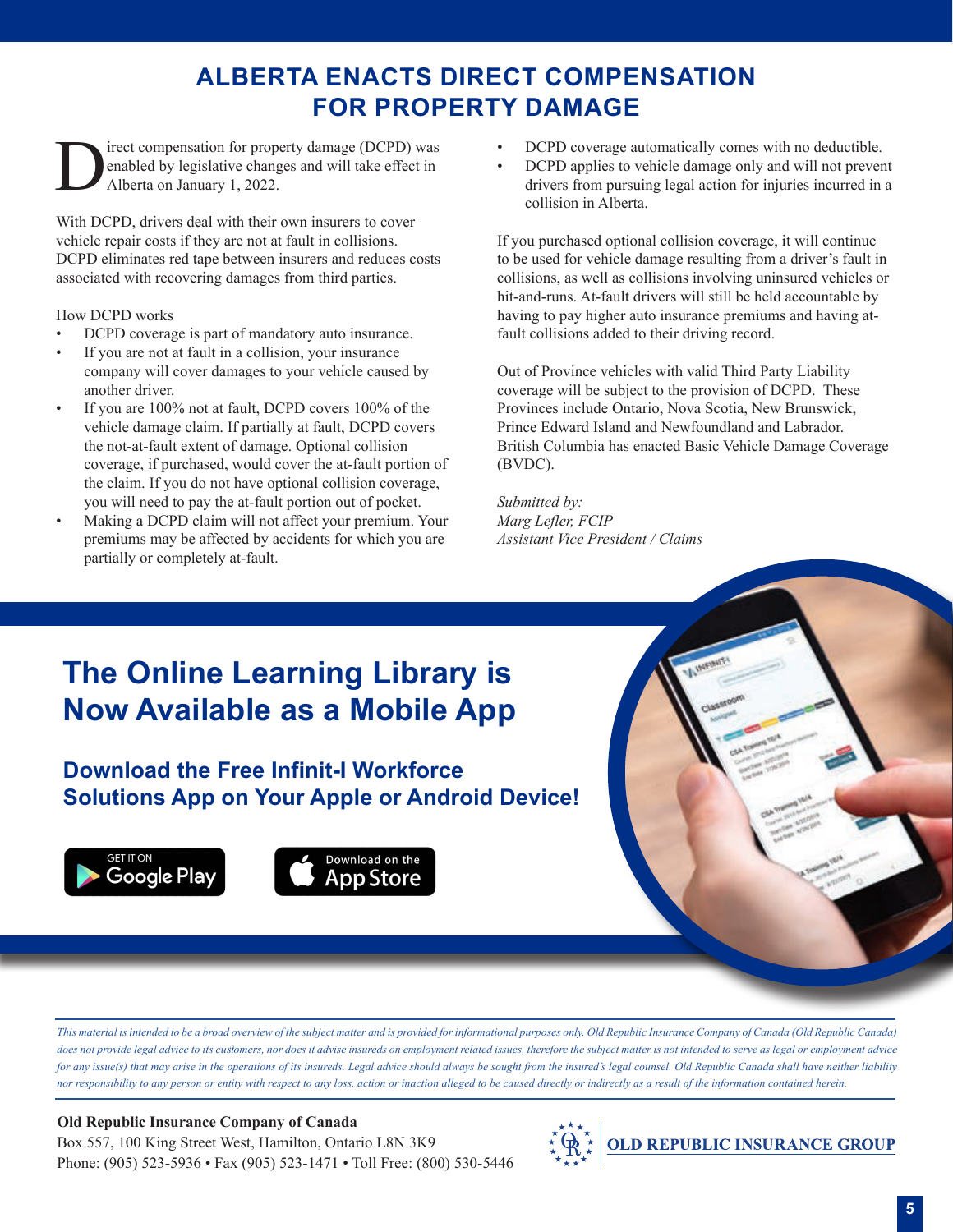# ALBERTA ENACTS DIRECT COMPENSATION FOR PROPERTY DAMAGE

Direct compensation for property damage (DCPD) was enabled by legislative changes and will take effect in Alberta on January 1, 2022.

With DCPD, drivers deal with their own insurers to cover vehicle repair costs if they are not at fault in collisions. DCPD eliminates red tape between insurers and reduces costs associated with recovering damages from third parties.

How DCPD works

- DCPD coverage is part of mandatory auto insurance.
- If you are not at fault in a collision, your insurance company will cover damages to your vehicle caused by another driver.
- If you are 100% not at fault, DCPD covers 100% of the vehicle damage claim. If partially at fault, DCPD covers the not-at-fault extent of damage. Optional collision coverage, if purchased, would cover the at-fault portion of the claim. If you do not have optional collision coverage, you will need to pay the at-fault portion out of pocket.
- Making a DCPD claim will not affect your premium. Your premiums may be affected by accidents for which you are partially or completely at-fault.
- DCPD coverage automatically comes with no deductible.
- DCPD applies to vehicle damage only and will not prevent drivers from pursuing legal action for injuries incurred in a collision in Alberta.

If you purchased optional collision coverage, it will continue to be used for vehicle damage resulting from a driver's fault in collisions, as well as collisions involving uninsured vehicles or hit-and-runs. At-fault drivers will still be held accountable by having to pay higher auto insurance premiums and having at-fault collisions added to their driving record.

Out of Province vehicles with valid Third Party Liability coverage will be subject to the provision of DCPD. These Provinces include Ontario, Nova Scotia, New Brunswick, Prince Edward Island and Newfoundland and Labrador. British Columbia has enacted Basic Vehicle Damage Coverage (BVDC).

*Submitted by:*
*Marg Lefler, FCIP*
*Assistant Vice President / Claims*

## The Online Learning Library is Now Available as a Mobile App

### Download the Free Infinit-I Workforce Solutions App on Your Apple or Android Device!

GET IT ON Google Play

Download on the App Store

*This material is intended to be a broad overview of the subject matter and is provided for informational purposes only. Old Republic Insurance Company of Canada (Old Republic Canada) does not provide legal advice to its customers, nor does it advise insureds on employment related issues, therefore the subject matter is not intended to serve as legal or employment advice for any issue(s) that may arise in the operations of its insureds. Legal advice should always be sought from the insured's legal counsel. Old Republic Canada shall have neither liability nor responsibility to any person or entity with respect to any loss, action or inaction alleged to be caused directly or indirectly as a result of the information contained herein.*

**Old Republic Insurance Company of Canada**
Box 557, 100 King Street West, Hamilton, Ontario L8N 3K9
Phone: (905) 523-5936 • Fax (905) 523-1471 • Toll Free: (800) 530-5446

OLD REPUBLIC INSURANCE GROUP